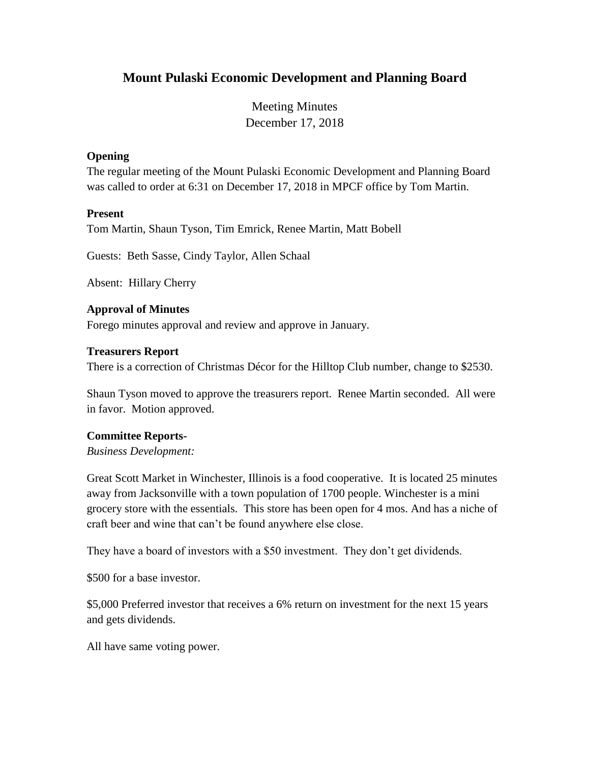# Mount Pulaski Economic Development and Planning Board

Meeting Minutes
December 17, 2018

**Opening**

The regular meeting of the Mount Pulaski Economic Development and Planning Board was called to order at 6:31 on December 17, 2018 in MPCF office by Tom Martin.

**Present**

Tom Martin, Shaun Tyson, Tim Emrick, Renee Martin, Matt Bobell

Guests: Beth Sasse, Cindy Taylor, Allen Schaal

Absent: Hillary Cherry

**Approval of Minutes**

Forego minutes approval and review and approve in January.

**Treasurers Report**

There is a correction of Christmas Décor for the Hilltop Club number, change to $2530.

Shaun Tyson moved to approve the treasurers report. Renee Martin seconded. All were in favor. Motion approved.

**Committee Reports-**

*Business Development:*

Great Scott Market in Winchester, Illinois is a food cooperative. It is located 25 minutes away from Jacksonville with a town population of 1700 people. Winchester is a mini grocery store with the essentials. This store has been open for 4 mos. And has a niche of craft beer and wine that can't be found anywhere else close.

They have a board of investors with a $50 investment. They don't get dividends.

$500 for a base investor.

$5,000 Preferred investor that receives a 6% return on investment for the next 15 years and gets dividends.

All have same voting power.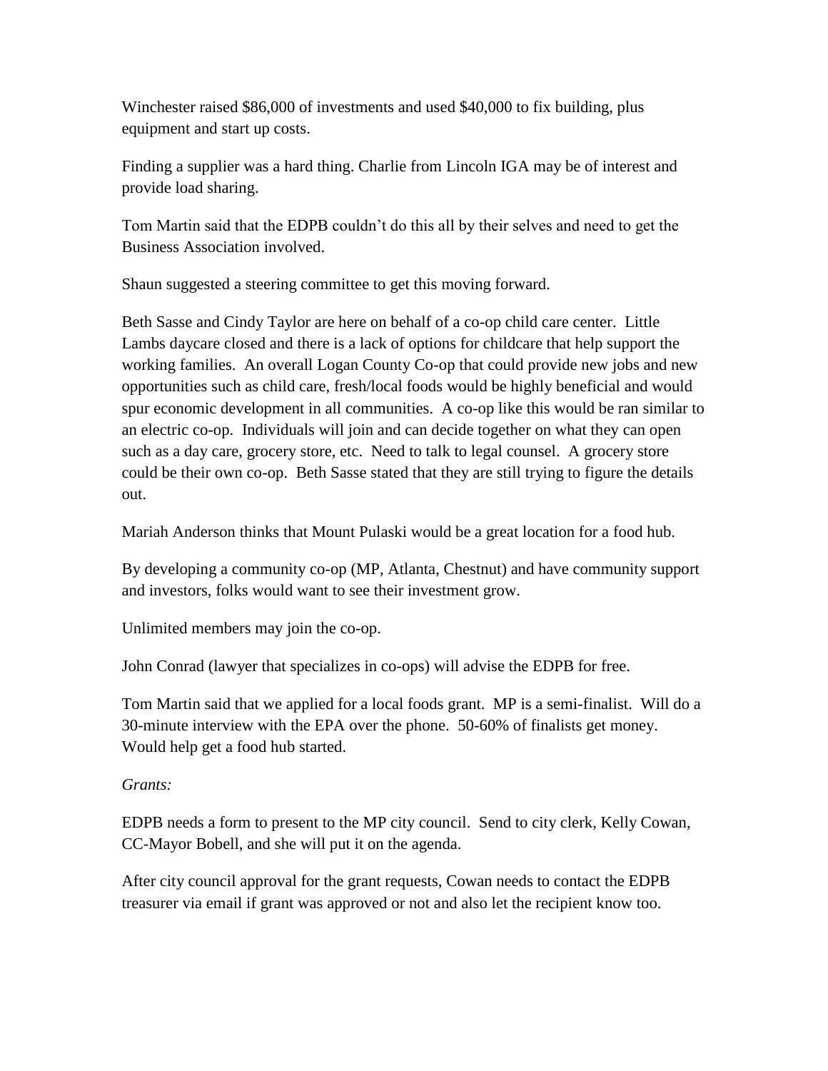Winchester raised $86,000 of investments and used $40,000 to fix building, plus equipment and start up costs.

Finding a supplier was a hard thing. Charlie from Lincoln IGA may be of interest and provide load sharing.

Tom Martin said that the EDPB couldn't do this all by their selves and need to get the Business Association involved.

Shaun suggested a steering committee to get this moving forward.

Beth Sasse and Cindy Taylor are here on behalf of a co-op child care center. Little Lambs daycare closed and there is a lack of options for childcare that help support the working families. An overall Logan County Co-op that could provide new jobs and new opportunities such as child care, fresh/local foods would be highly beneficial and would spur economic development in all communities. A co-op like this would be ran similar to an electric co-op. Individuals will join and can decide together on what they can open such as a day care, grocery store, etc. Need to talk to legal counsel. A grocery store could be their own co-op. Beth Sasse stated that they are still trying to figure the details out.

Mariah Anderson thinks that Mount Pulaski would be a great location for a food hub.

By developing a community co-op (MP, Atlanta, Chestnut) and have community support and investors, folks would want to see their investment grow.

Unlimited members may join the co-op.

John Conrad (lawyer that specializes in co-ops) will advise the EDPB for free.

Tom Martin said that we applied for a local foods grant. MP is a semi-finalist. Will do a 30-minute interview with the EPA over the phone. 50-60% of finalists get money. Would help get a food hub started.

*Grants:*

EDPB needs a form to present to the MP city council. Send to city clerk, Kelly Cowan, CC-Mayor Bobell, and she will put it on the agenda.

After city council approval for the grant requests, Cowan needs to contact the EDPB treasurer via email if grant was approved or not and also let the recipient know too.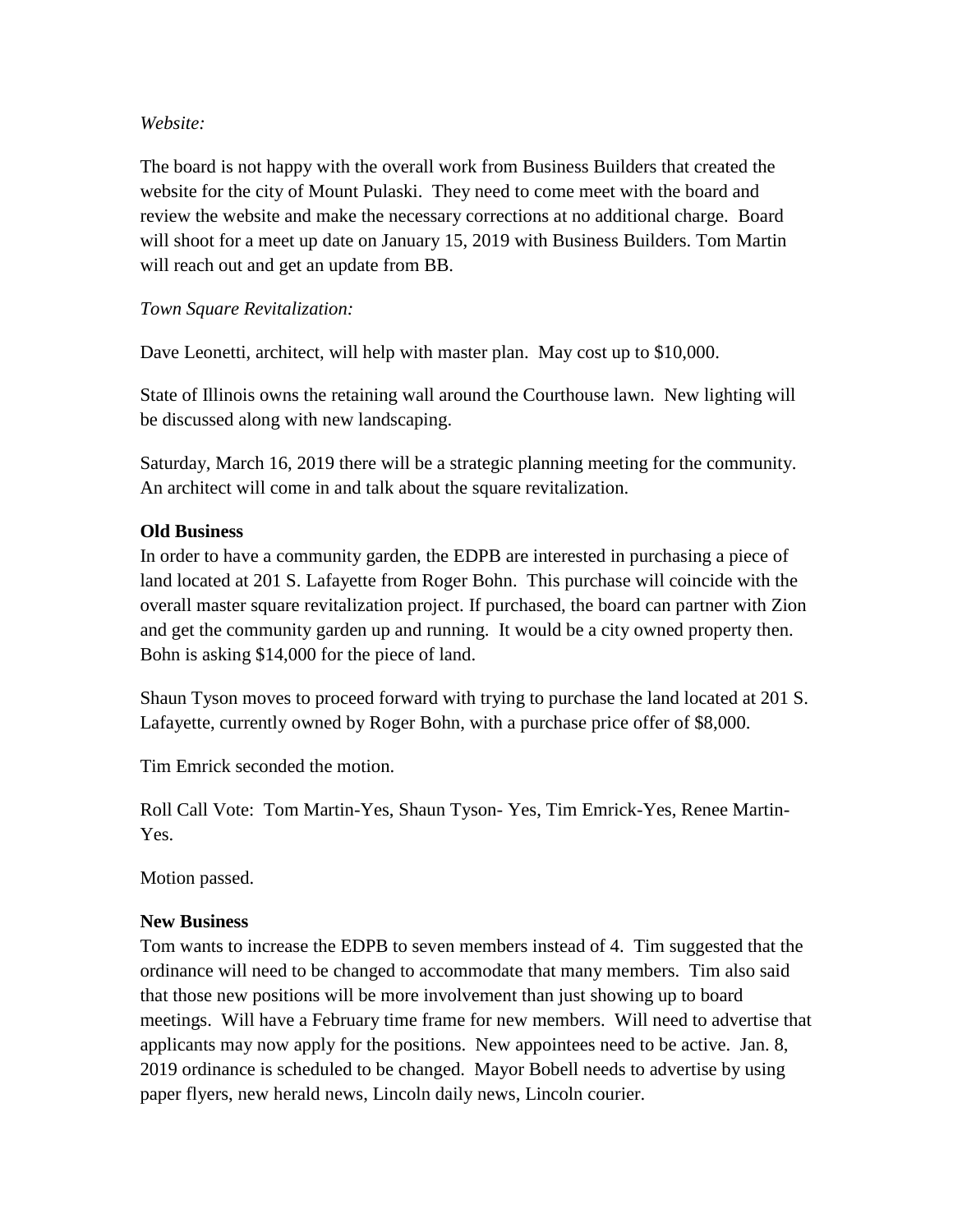*Website:*

The board is not happy with the overall work from Business Builders that created the website for the city of Mount Pulaski. They need to come meet with the board and review the website and make the necessary corrections at no additional charge. Board will shoot for a meet up date on January 15, 2019 with Business Builders. Tom Martin will reach out and get an update from BB.

*Town Square Revitalization:*

Dave Leonetti, architect, will help with master plan. May cost up to $10,000.

State of Illinois owns the retaining wall around the Courthouse lawn. New lighting will be discussed along with new landscaping.

Saturday, March 16, 2019 there will be a strategic planning meeting for the community. An architect will come in and talk about the square revitalization.

**Old Business**

In order to have a community garden, the EDPB are interested in purchasing a piece of land located at 201 S. Lafayette from Roger Bohn. This purchase will coincide with the overall master square revitalization project. If purchased, the board can partner with Zion and get the community garden up and running. It would be a city owned property then. Bohn is asking $14,000 for the piece of land.

Shaun Tyson moves to proceed forward with trying to purchase the land located at 201 S. Lafayette, currently owned by Roger Bohn, with a purchase price offer of $8,000.

Tim Emrick seconded the motion.

Roll Call Vote: Tom Martin-Yes, Shaun Tyson- Yes, Tim Emrick-Yes, Renee Martin-Yes.

Motion passed.

**New Business**

Tom wants to increase the EDPB to seven members instead of 4. Tim suggested that the ordinance will need to be changed to accommodate that many members. Tim also said that those new positions will be more involvement than just showing up to board meetings. Will have a February time frame for new members. Will need to advertise that applicants may now apply for the positions. New appointees need to be active. Jan. 8, 2019 ordinance is scheduled to be changed. Mayor Bobell needs to advertise by using paper flyers, new herald news, Lincoln daily news, Lincoln courier.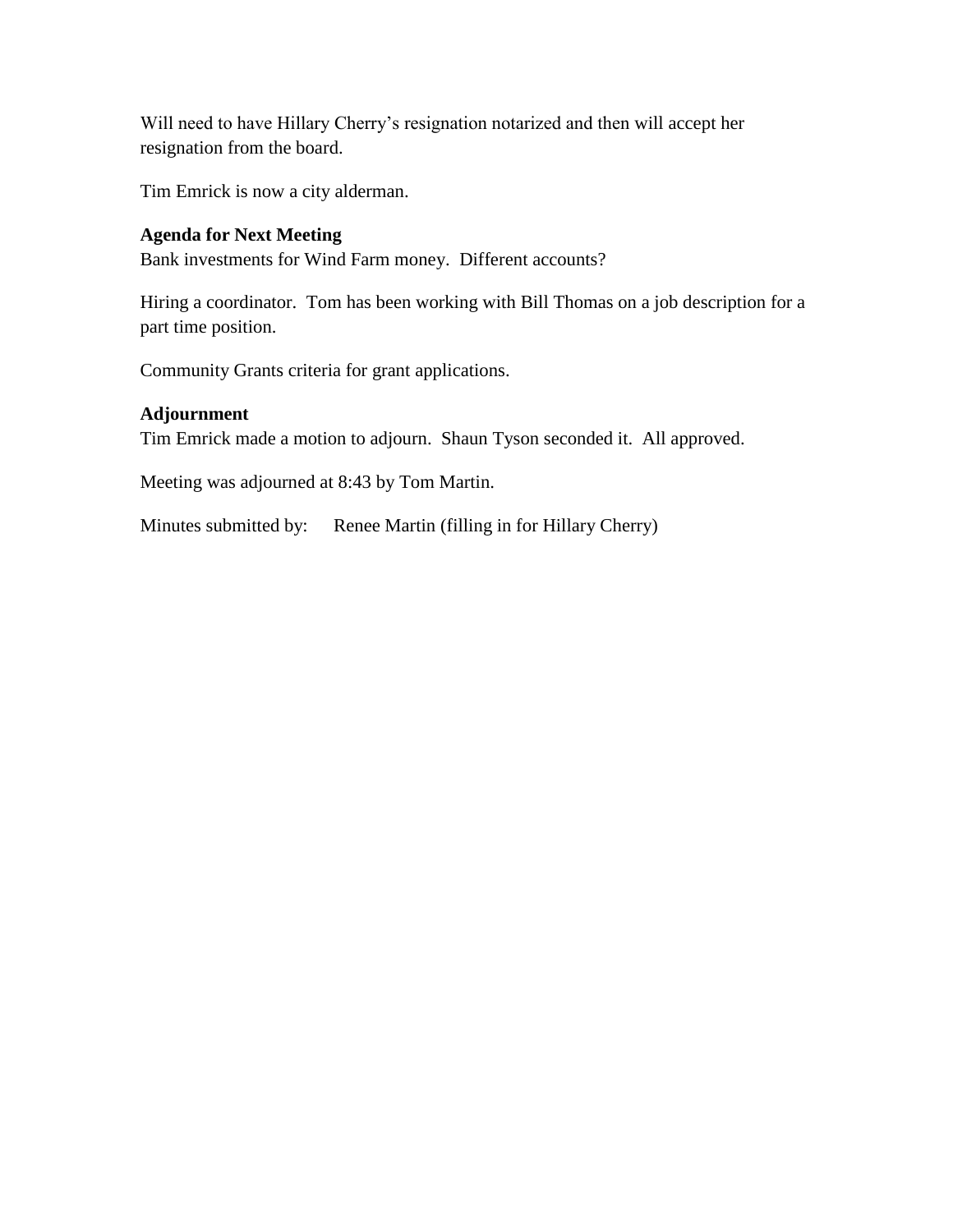Will need to have Hillary Cherry's resignation notarized and then will accept her resignation from the board.

Tim Emrick is now a city alderman.

**Agenda for Next Meeting**

Bank investments for Wind Farm money. Different accounts?

Hiring a coordinator. Tom has been working with Bill Thomas on a job description for a part time position.

Community Grants criteria for grant applications.

**Adjournment**

Tim Emrick made a motion to adjourn. Shaun Tyson seconded it. All approved.

Meeting was adjourned at 8:43 by Tom Martin.

Minutes submitted by: Renee Martin (filling in for Hillary Cherry)